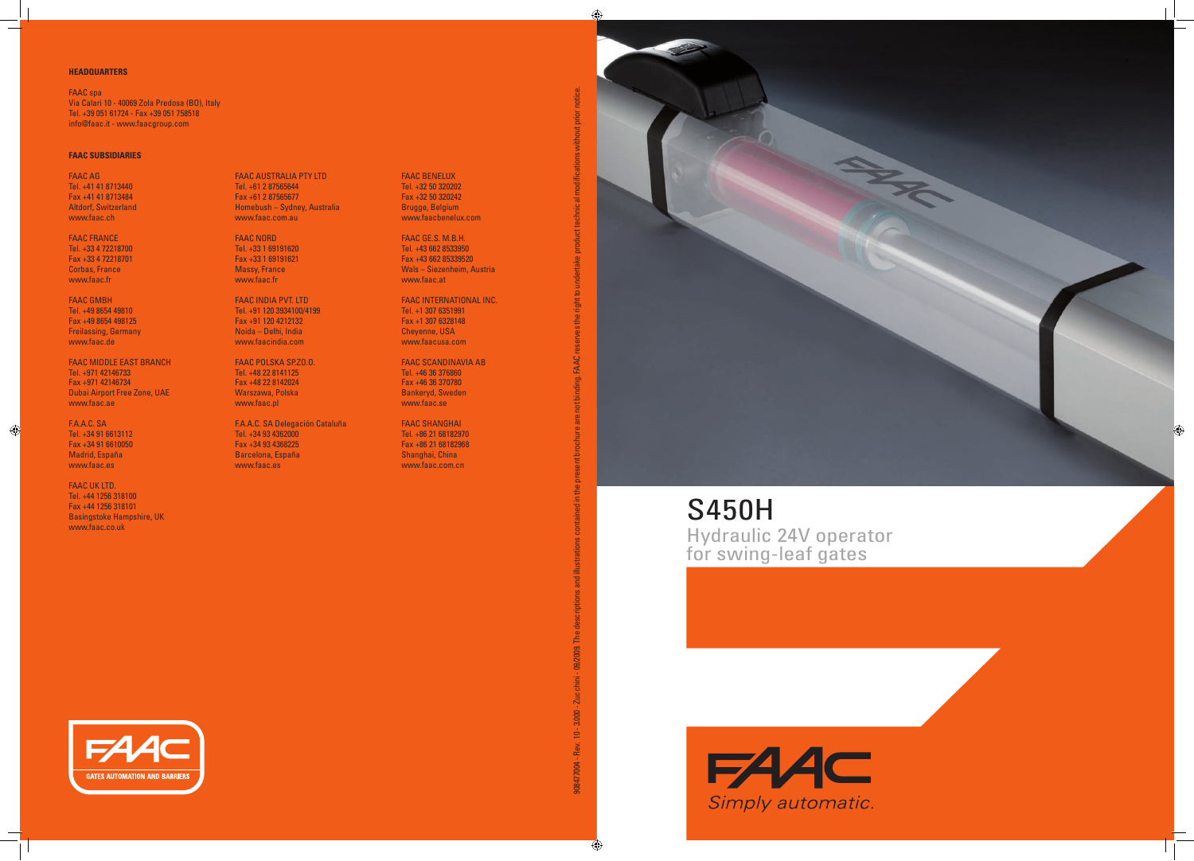**HEADQUARTERS**

FAAC spa
Via Calari 10 - 40069 Zola Predosa (BO), Italy
Tel. +39 051 61724 - Fax +39 051 758518
info@faac.it - www.faacgroup.com

**FAAC SUBSIDIARIES**

FAAC AG
Tel. +41 41 8713440
Fax +41 41 8713484
Altdorf, Switzerland
www.faac.ch

FAAC FRANCE
Tel. +33 4 72218700
Fax +33 4 72218701
Corbas, France
www.faac.fr

FAAC GMBH
Tel. +49 8654 49810
Fax +49 8654 498125
Freilassing, Germany
www.faac.de

FAAC MIDDLE EAST BRANCH
Tel. +971 42146733
Fax +971 42146734
Dubai Airport Free Zone, UAE
www.faac.ae

F.A.A.C. SA
Tel. +34 91 6613112
Fax +34 91 6610050
Madrid, España
www.faac.es

FAAC UK LTD.
Tel. +44 1256 318100
Fax +44 1256 318101
Basingstoke Hampshire, UK
www.faac.co.uk

FAAC AUSTRALIA PTY LTD
Tel. +61 2 87565644
Fax +61 2 87565677
Homebush – Sydney, Australia
www.faac.com.au

FAAC NORD
Tel. +33 1 69191620
Fax +33 1 69191621
Massy, France
www.faac.fr

FAAC INDIA PVT. LTD
Tel. +91 120 3934100/4199
Fax +91 120 4212132
Noida – Delhi, India
www.faacindia.com

FAAC POLSKA SPZO.O.
Tel. +48 22 8141125
Fax +48 22 8142024
Warszawa, Polska
www.faac.pl

F.A.A.C. SA Delegación Cataluña
Tel. +34 93 4362000
Fax +34 93 4368225
Barcelona, España
www.faac.es

FAAC BENELUX
Tel. +32 50 320202
Fax +32 50 320242
Brugge, Belgium
www.faacbenelux.com

FAAC GE.S. M.B.H.
Tel. +43 662 8533950
Fax +43 662 85339520
Wals – Siezenheim, Austria
www.faac.at

FAAC INTERNATIONAL INC.
Tel. +1 307 6351991
Fax +1 307 6328148
Cheyenne, USA
www.faacusa.com

FAAC SCANDINAVIA AB
Tel. +46 36 376860
Fax +46 36 370780
Bankeryd, Sweden
www.faac.se

FAAC SHANGHAI
Tel. +86 21 68182970
Fax +86 21 68182968
Shanghai, China
www.faac.com.cn

FAAC GATES AUTOMATION AND BARRIERS

90847004 - Rev. 10 - 3000 - Zucchini - 09/2009. The descriptions and illustrations contained in the present brochure are not binding. FAAC reserves the right to undertake product technical modifications without prior notice.

# S450H

## Hydraulic 24V operator for swing-leaf gates

FAAC *Simply automatic.*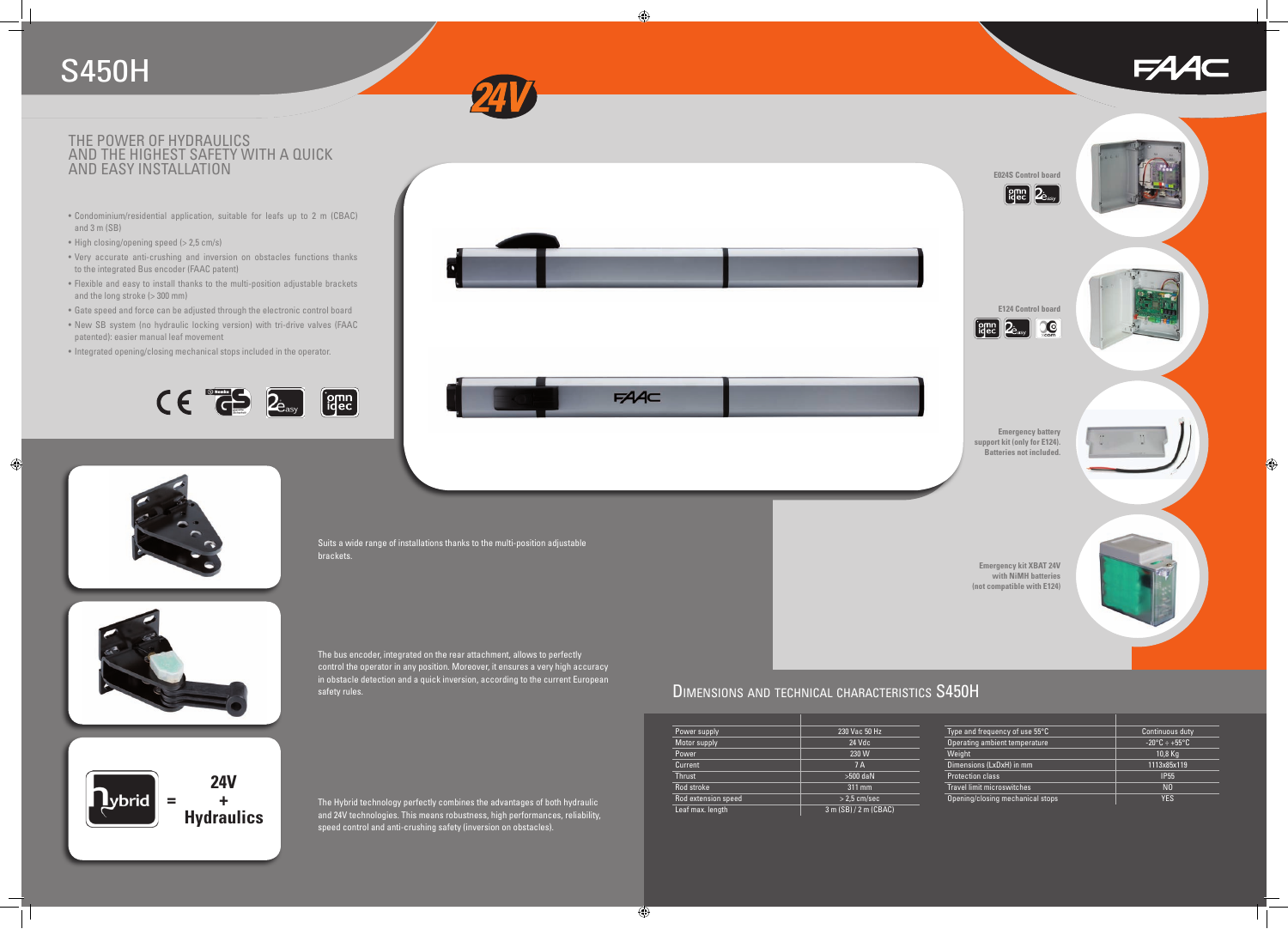# S450H

24V

## THE POWER OF HYDRAULICS AND THE HIGHEST SAFETY WITH A QUICK AND EASY INSTALLATION

- Condominium/residential application, suitable for leafs up to 2 m (CBAC) and 3 m (SB)
- High closing/opening speed (> 2,5 cm/s)
- Very accurate anti-crushing and inversion on obstacles functions thanks to the integrated Bus encoder (FAAC patent)
- Flexible and easy to install thanks to the multi-position adjustable brackets and the long stroke (> 300 mm)
- Gate speed and force can be adjusted through the electronic control board
- New SB system (no hydraulic locking version) with tri-drive valves (FAAC patented): easier manual leaf movement
- Integrated opening/closing mechanical stops included in the operator.

E024S Control board

E124 Control board

Emergency battery support kit (only for E124). Batteries not included.

Emergency kit XBAT 24V with NiMH batteries (not compatible with E124)

Suits a wide range of installations thanks to the multi-position adjustable brackets.

The bus encoder, integrated on the rear attachment, allows to perfectly control the operator in any position. Moreover, it ensures a very high accuracy in obstacle detection and a quick inversion, according to the current European safety rules.

hybrid = 24V + Hydraulics

The Hybrid technology perfectly combines the advantages of both hydraulic and 24V technologies. This means robustness, high performances, reliability, speed control and anti-crushing safety (inversion on obstacles).

## Dimensions and technical characteristics S450H

| | |
|---|---|
| Power supply | 230 Vac 50 Hz |
| Motor supply | 24 Vdc |
| Power | 230 W |
| Current | 7 A |
| Thrust | >500 daN |
| Rod stroke | 311 mm |
| Rod extension speed | > 2,5 cm/sec |
| Leaf max. length | 3 m (SB) / 2 m (CBAC) |

| | |
|---|---|
| Type and frequency of use 55°C | Continuous duty |
| Operating ambient temperature | -20°C ÷ +55°C |
| Weight | 10,8 Kg |
| Dimensions (LxDxH) in mm | 1113x85x119 |
| Protection class | IP55 |
| Travel limit microswitches | NO |
| Opening/closing mechanical stops | YES |